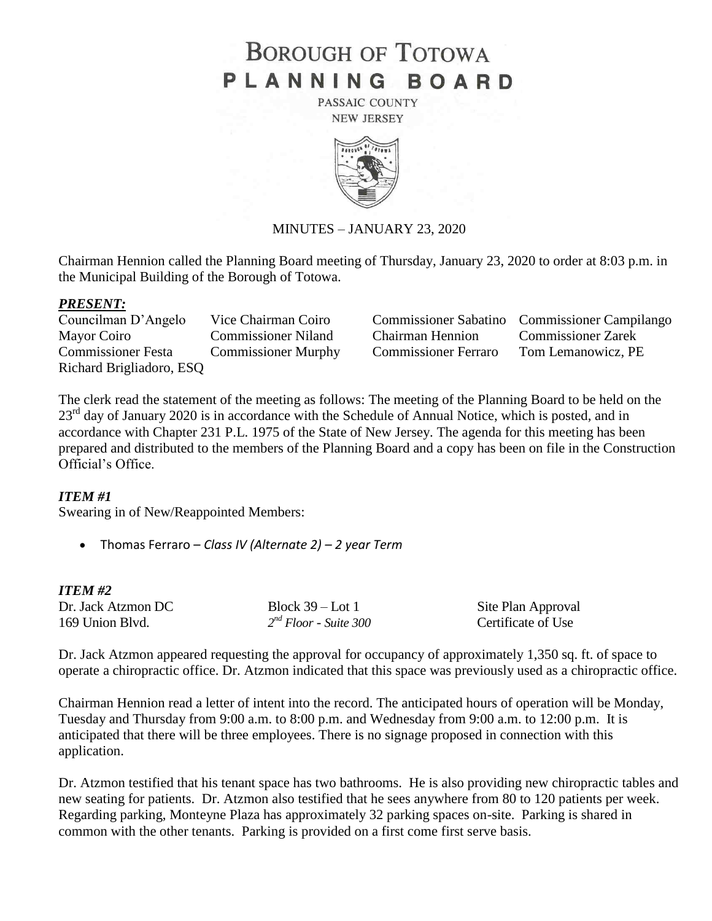# BOROUGH OF TOTOWA
# PLANNING BOARD

PASSAIC COUNTY
NEW JERSEY

MINUTES – JANUARY 23, 2020

Chairman Hennion called the Planning Board meeting of Thursday, January 23, 2020 to order at 8:03 p.m. in the Municipal Building of the Borough of Totowa.

***PRESENT:***

| | | | |
|---|---|---|---|
| Councilman D'Angelo | Vice Chairman Coiro | Commissioner Sabatino | Commissioner Campilango |
| Mayor Coiro | Commissioner Niland | Chairman Hennion | Commissioner Zarek |
| Commissioner Festa | Commissioner Murphy | Commissioner Ferraro | Tom Lemanowicz, PE |
| Richard Brigliadoro, ESQ | | | |

The clerk read the statement of the meeting as follows: The meeting of the Planning Board to be held on the 23rd day of January 2020 is in accordance with the Schedule of Annual Notice, which is posted, and in accordance with Chapter 231 P.L. 1975 of the State of New Jersey. The agenda for this meeting has been prepared and distributed to the members of the Planning Board and a copy has been on file in the Construction Official's Office.

***ITEM #1***

Swearing in of New/Reappointed Members:

- Thomas Ferraro – *Class IV (Alternate 2) – 2 year Term*

***ITEM #2***

| | | |
|---|---|---|
| Dr. Jack Atzmon DC | Block 39 – Lot 1 | Site Plan Approval |
| 169 Union Blvd. | *2nd Floor - Suite 300* | Certificate of Use |

Dr. Jack Atzmon appeared requesting the approval for occupancy of approximately 1,350 sq. ft. of space to operate a chiropractic office. Dr. Atzmon indicated that this space was previously used as a chiropractic office.

Chairman Hennion read a letter of intent into the record. The anticipated hours of operation will be Monday, Tuesday and Thursday from 9:00 a.m. to 8:00 p.m. and Wednesday from 9:00 a.m. to 12:00 p.m. It is anticipated that there will be three employees. There is no signage proposed in connection with this application.

Dr. Atzmon testified that his tenant space has two bathrooms. He is also providing new chiropractic tables and new seating for patients. Dr. Atzmon also testified that he sees anywhere from 80 to 120 patients per week. Regarding parking, Monteyne Plaza has approximately 32 parking spaces on-site. Parking is shared in common with the other tenants. Parking is provided on a first come first serve basis.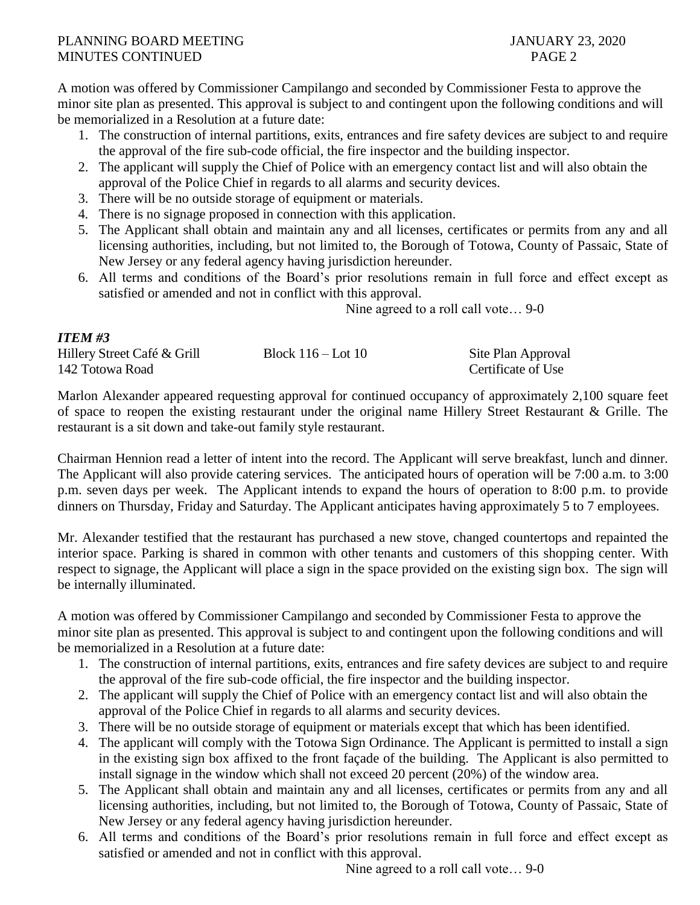A motion was offered by Commissioner Campilango and seconded by Commissioner Festa to approve the minor site plan as presented. This approval is subject to and contingent upon the following conditions and will be memorialized in a Resolution at a future date:

1. The construction of internal partitions, exits, entrances and fire safety devices are subject to and require the approval of the fire sub-code official, the fire inspector and the building inspector.
2. The applicant will supply the Chief of Police with an emergency contact list and will also obtain the approval of the Police Chief in regards to all alarms and security devices.
3. There will be no outside storage of equipment or materials.
4. There is no signage proposed in connection with this application.
5. The Applicant shall obtain and maintain any and all licenses, certificates or permits from any and all licensing authorities, including, but not limited to, the Borough of Totowa, County of Passaic, State of New Jersey or any federal agency having jurisdiction hereunder.
6. All terms and conditions of the Board's prior resolutions remain in full force and effect except as satisfied or amended and not in conflict with this approval.

Nine agreed to a roll call vote… 9-0

***ITEM #3***

Hillery Street Café & Grill — Block 116 – Lot 10 — Site Plan Approval
142 Totowa Road — Certificate of Use

Marlon Alexander appeared requesting approval for continued occupancy of approximately 2,100 square feet of space to reopen the existing restaurant under the original name Hillery Street Restaurant & Grille. The restaurant is a sit down and take-out family style restaurant.

Chairman Hennion read a letter of intent into the record. The Applicant will serve breakfast, lunch and dinner. The Applicant will also provide catering services. The anticipated hours of operation will be 7:00 a.m. to 3:00 p.m. seven days per week. The Applicant intends to expand the hours of operation to 8:00 p.m. to provide dinners on Thursday, Friday and Saturday. The Applicant anticipates having approximately 5 to 7 employees.

Mr. Alexander testified that the restaurant has purchased a new stove, changed countertops and repainted the interior space. Parking is shared in common with other tenants and customers of this shopping center. With respect to signage, the Applicant will place a sign in the space provided on the existing sign box. The sign will be internally illuminated.

A motion was offered by Commissioner Campilango and seconded by Commissioner Festa to approve the minor site plan as presented. This approval is subject to and contingent upon the following conditions and will be memorialized in a Resolution at a future date:

1. The construction of internal partitions, exits, entrances and fire safety devices are subject to and require the approval of the fire sub-code official, the fire inspector and the building inspector.
2. The applicant will supply the Chief of Police with an emergency contact list and will also obtain the approval of the Police Chief in regards to all alarms and security devices.
3. There will be no outside storage of equipment or materials except that which has been identified.
4. The applicant will comply with the Totowa Sign Ordinance. The Applicant is permitted to install a sign in the existing sign box affixed to the front façade of the building. The Applicant is also permitted to install signage in the window which shall not exceed 20 percent (20%) of the window area.
5. The Applicant shall obtain and maintain any and all licenses, certificates or permits from any and all licensing authorities, including, but not limited to, the Borough of Totowa, County of Passaic, State of New Jersey or any federal agency having jurisdiction hereunder.
6. All terms and conditions of the Board's prior resolutions remain in full force and effect except as satisfied or amended and not in conflict with this approval.

Nine agreed to a roll call vote… 9-0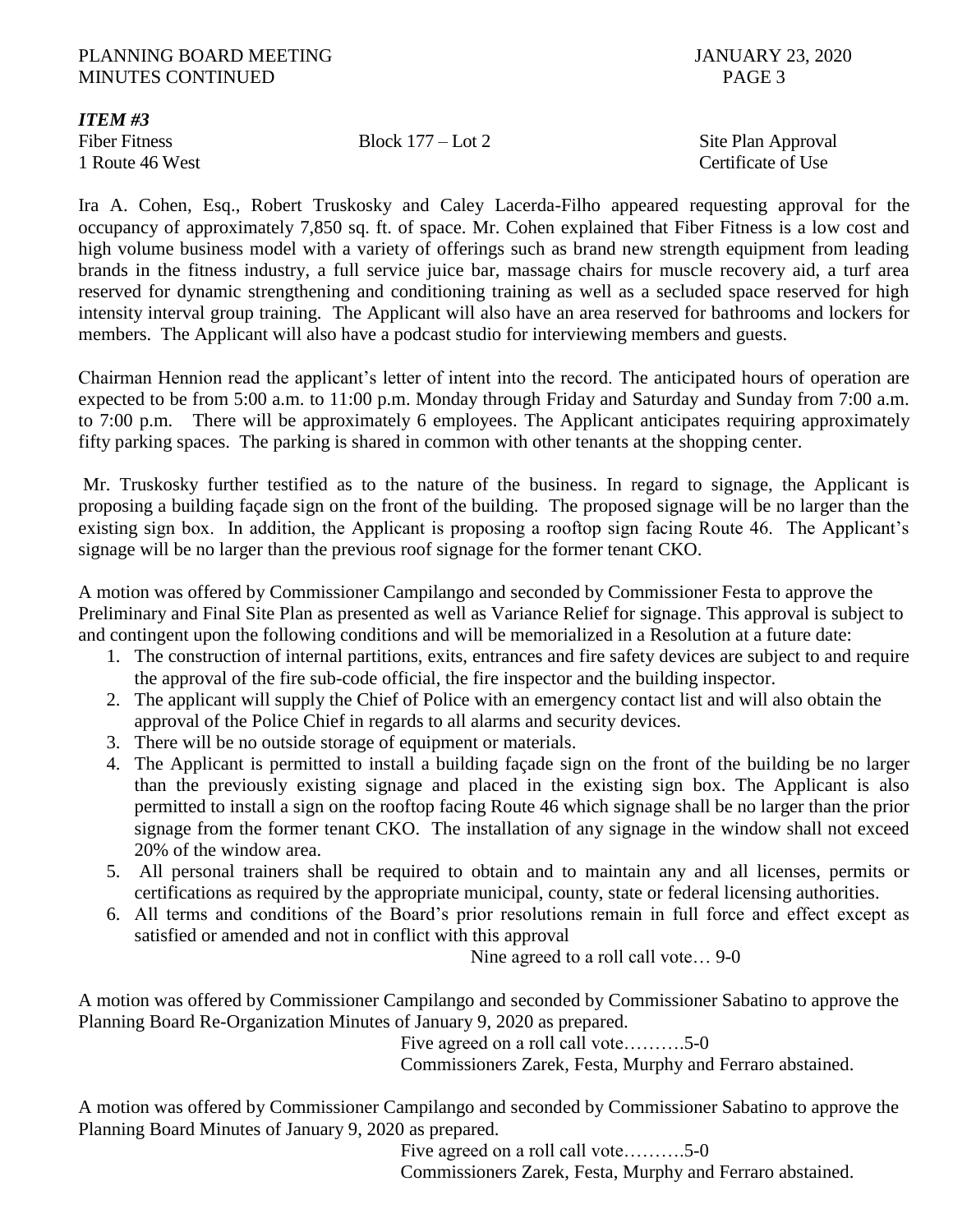***ITEM #3***

| | | |
|---|---|---|
| Fiber Fitness | Block 177 – Lot 2 | Site Plan Approval |
| 1 Route 46 West | | Certificate of Use |

Ira A. Cohen, Esq., Robert Truskosky and Caley Lacerda-Filho appeared requesting approval for the occupancy of approximately 7,850 sq. ft. of space. Mr. Cohen explained that Fiber Fitness is a low cost and high volume business model with a variety of offerings such as brand new strength equipment from leading brands in the fitness industry, a full service juice bar, massage chairs for muscle recovery aid, a turf area reserved for dynamic strengthening and conditioning training as well as a secluded space reserved for high intensity interval group training. The Applicant will also have an area reserved for bathrooms and lockers for members. The Applicant will also have a podcast studio for interviewing members and guests.

Chairman Hennion read the applicant's letter of intent into the record. The anticipated hours of operation are expected to be from 5:00 a.m. to 11:00 p.m. Monday through Friday and Saturday and Sunday from 7:00 a.m. to 7:00 p.m. There will be approximately 6 employees. The Applicant anticipates requiring approximately fifty parking spaces. The parking is shared in common with other tenants at the shopping center.

Mr. Truskosky further testified as to the nature of the business. In regard to signage, the Applicant is proposing a building façade sign on the front of the building. The proposed signage will be no larger than the existing sign box. In addition, the Applicant is proposing a rooftop sign facing Route 46. The Applicant's signage will be no larger than the previous roof signage for the former tenant CKO.

A motion was offered by Commissioner Campilango and seconded by Commissioner Festa to approve the Preliminary and Final Site Plan as presented as well as Variance Relief for signage. This approval is subject to and contingent upon the following conditions and will be memorialized in a Resolution at a future date:

1. The construction of internal partitions, exits, entrances and fire safety devices are subject to and require the approval of the fire sub-code official, the fire inspector and the building inspector.
2. The applicant will supply the Chief of Police with an emergency contact list and will also obtain the approval of the Police Chief in regards to all alarms and security devices.
3. There will be no outside storage of equipment or materials.
4. The Applicant is permitted to install a building façade sign on the front of the building be no larger than the previously existing signage and placed in the existing sign box. The Applicant is also permitted to install a sign on the rooftop facing Route 46 which signage shall be no larger than the prior signage from the former tenant CKO. The installation of any signage in the window shall not exceed 20% of the window area.
5. All personal trainers shall be required to obtain and to maintain any and all licenses, permits or certifications as required by the appropriate municipal, county, state or federal licensing authorities.
6. All terms and conditions of the Board's prior resolutions remain in full force and effect except as satisfied or amended and not in conflict with this approval

Nine agreed to a roll call vote… 9-0

A motion was offered by Commissioner Campilango and seconded by Commissioner Sabatino to approve the Planning Board Re-Organization Minutes of January 9, 2020 as prepared.

Five agreed on a roll call vote……….5-0
Commissioners Zarek, Festa, Murphy and Ferraro abstained.

A motion was offered by Commissioner Campilango and seconded by Commissioner Sabatino to approve the Planning Board Minutes of January 9, 2020 as prepared.

Five agreed on a roll call vote……….5-0
Commissioners Zarek, Festa, Murphy and Ferraro abstained.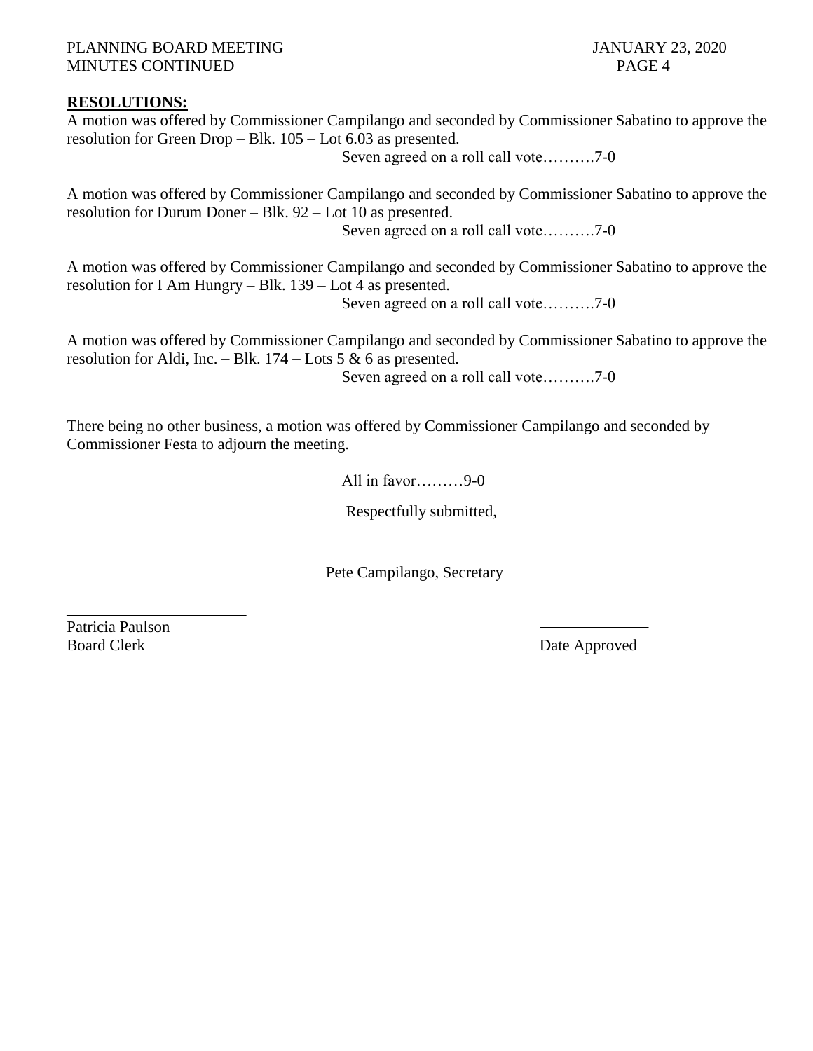**RESOLUTIONS:**

A motion was offered by Commissioner Campilango and seconded by Commissioner Sabatino to approve the resolution for Green Drop – Blk. 105 – Lot 6.03 as presented.

Seven agreed on a roll call vote……….7-0

A motion was offered by Commissioner Campilango and seconded by Commissioner Sabatino to approve the resolution for Durum Doner – Blk. 92 – Lot 10 as presented.

Seven agreed on a roll call vote……….7-0

A motion was offered by Commissioner Campilango and seconded by Commissioner Sabatino to approve the resolution for I Am Hungry – Blk. 139 – Lot 4 as presented.

Seven agreed on a roll call vote……….7-0

A motion was offered by Commissioner Campilango and seconded by Commissioner Sabatino to approve the resolution for Aldi, Inc. – Blk. 174 – Lots 5 & 6 as presented.

Seven agreed on a roll call vote……….7-0

There being no other business, a motion was offered by Commissioner Campilango and seconded by Commissioner Festa to adjourn the meeting.

All in favor………9-0

Respectfully submitted,

\_\_\_\_\_\_\_\_\_\_\_\_\_\_\_\_\_\_\_\_\_\_\_

Pete Campilango, Secretary

\_\_\_\_\_\_\_\_\_\_\_\_\_\_\_\_\_\_\_\_\_\_\_

Patricia Paulson
Board Clerk

\_\_\_\_\_\_\_\_\_\_\_\_\_\_

Date Approved